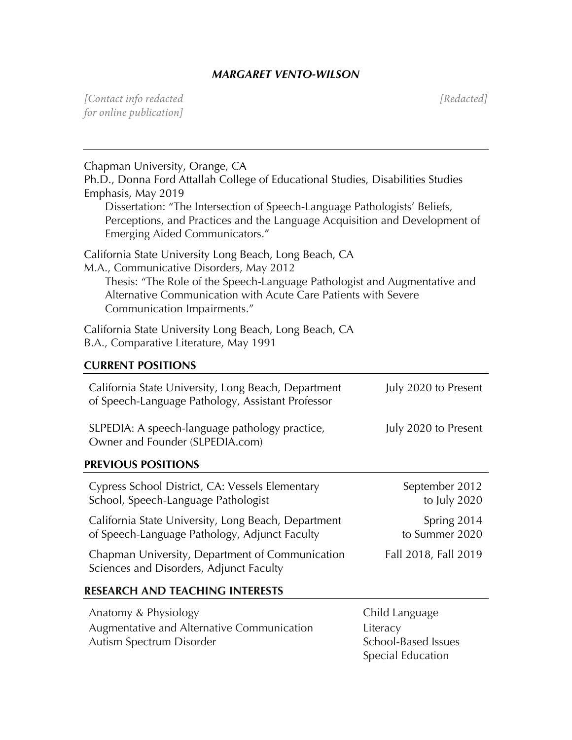# *MARGARET VENTO-WILSON*

*[Contact info redacted for online publication]* *[Redacted]*

---

Chapman University, Orange, CA
Ph.D., Donna Ford Attallah College of Educational Studies, Disabilities Studies Emphasis, May 2019
Dissertation: "The Intersection of Speech-Language Pathologists' Beliefs, Perceptions, and Practices and the Language Acquisition and Development of Emerging Aided Communicators."

California State University Long Beach, Long Beach, CA
M.A., Communicative Disorders, May 2012
Thesis: "The Role of the Speech-Language Pathologist and Augmentative and Alternative Communication with Acute Care Patients with Severe Communication Impairments."

California State University Long Beach, Long Beach, CA
B.A., Comparative Literature, May 1991

## CURRENT POSITIONS

| | |
|---|---|
| California State University, Long Beach, Department of Speech-Language Pathology, Assistant Professor | July 2020 to Present |
| SLPEDIA: A speech-language pathology practice, Owner and Founder (SLPEDIA.com) | July 2020 to Present |

## PREVIOUS POSITIONS

| | |
|---|---|
| Cypress School District, CA: Vessels Elementary School, Speech-Language Pathologist | September 2012 to July 2020 |
| California State University, Long Beach, Department of Speech-Language Pathology, Adjunct Faculty | Spring 2014 to Summer 2020 |
| Chapman University, Department of Communication Sciences and Disorders, Adjunct Faculty | Fall 2018, Fall 2019 |

## RESEARCH AND TEACHING INTERESTS

- Anatomy & Physiology
- Augmentative and Alternative Communication
- Autism Spectrum Disorder
- Child Language
- Literacy
- School-Based Issues
- Special Education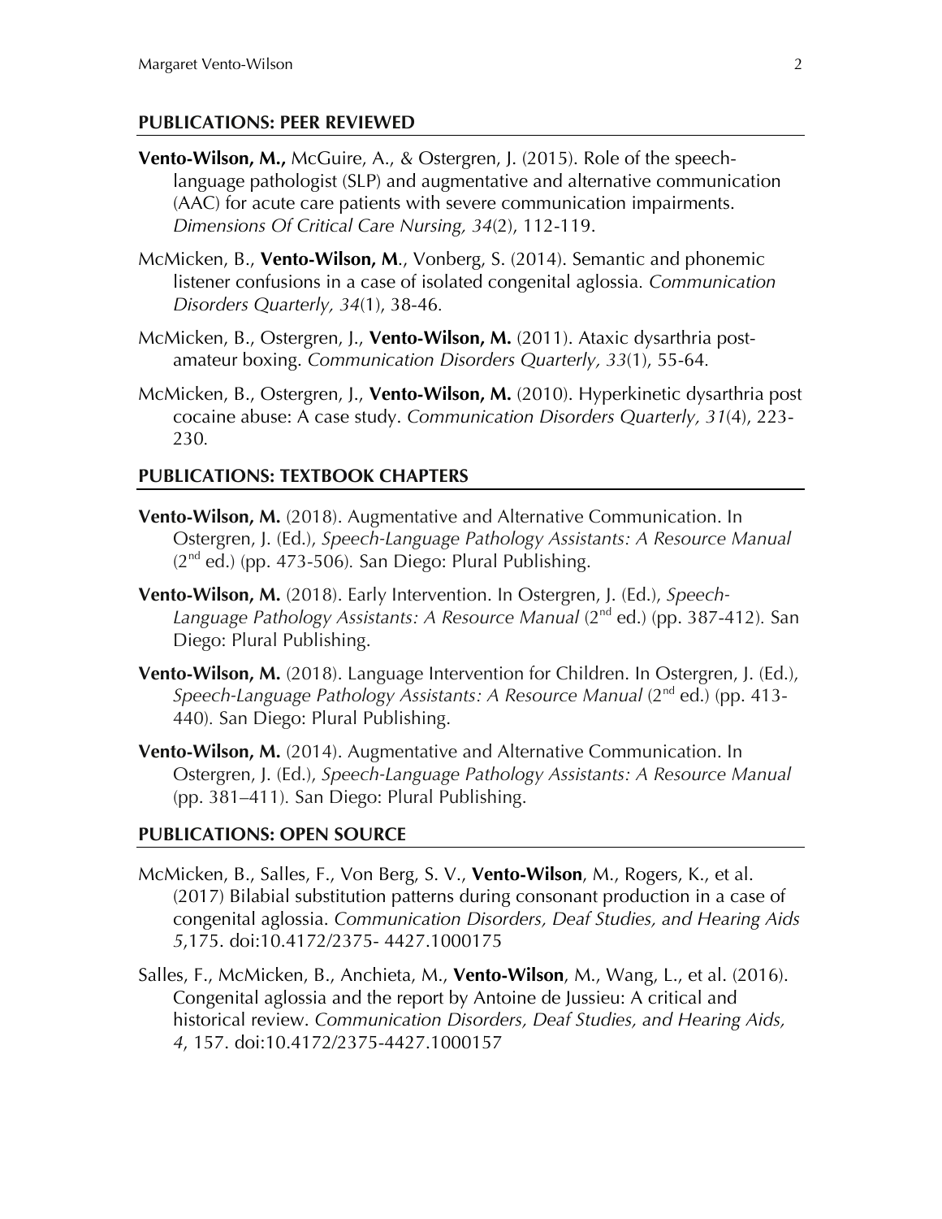## PUBLICATIONS: PEER REVIEWED

**Vento-Wilson, M.,** McGuire, A., & Ostergren, J. (2015). Role of the speech-language pathologist (SLP) and augmentative and alternative communication (AAC) for acute care patients with severe communication impairments. *Dimensions Of Critical Care Nursing, 34*(2), 112-119.

McMicken, B., **Vento-Wilson, M**., Vonberg, S. (2014). Semantic and phonemic listener confusions in a case of isolated congenital aglossia. *Communication Disorders Quarterly, 34*(1), 38-46.

McMicken, B., Ostergren, J., **Vento-Wilson, M.** (2011). Ataxic dysarthria post-amateur boxing. *Communication Disorders Quarterly, 33*(1), 55-64.

McMicken, B., Ostergren, J., **Vento-Wilson, M.** (2010). Hyperkinetic dysarthria post cocaine abuse: A case study. *Communication Disorders Quarterly, 31*(4), 223-230.

## PUBLICATIONS: TEXTBOOK CHAPTERS

**Vento-Wilson, M.** (2018). Augmentative and Alternative Communication. In Ostergren, J. (Ed.), *Speech-Language Pathology Assistants: A Resource Manual* (2nd ed.) (pp. 473-506). San Diego: Plural Publishing.

**Vento-Wilson, M.** (2018). Early Intervention. In Ostergren, J. (Ed.), *Speech-Language Pathology Assistants: A Resource Manual* (2nd ed.) (pp. 387-412). San Diego: Plural Publishing.

**Vento-Wilson, M.** (2018). Language Intervention for Children. In Ostergren, J. (Ed.), *Speech-Language Pathology Assistants: A Resource Manual* (2nd ed.) (pp. 413-440). San Diego: Plural Publishing.

**Vento-Wilson, M.** (2014). Augmentative and Alternative Communication. In Ostergren, J. (Ed.), *Speech-Language Pathology Assistants: A Resource Manual* (pp. 381–411). San Diego: Plural Publishing.

## PUBLICATIONS: OPEN SOURCE

McMicken, B., Salles, F., Von Berg, S. V., **Vento-Wilson**, M., Rogers, K., et al. (2017) Bilabial substitution patterns during consonant production in a case of congenital aglossia. *Communication Disorders, Deaf Studies, and Hearing Aids 5*,175. doi:10.4172/2375- 4427.1000175

Salles, F., McMicken, B., Anchieta, M., **Vento-Wilson**, M., Wang, L., et al. (2016). Congenital aglossia and the report by Antoine de Jussieu: A critical and historical review. *Communication Disorders, Deaf Studies, and Hearing Aids, 4*, 157. doi:10.4172/2375-4427.1000157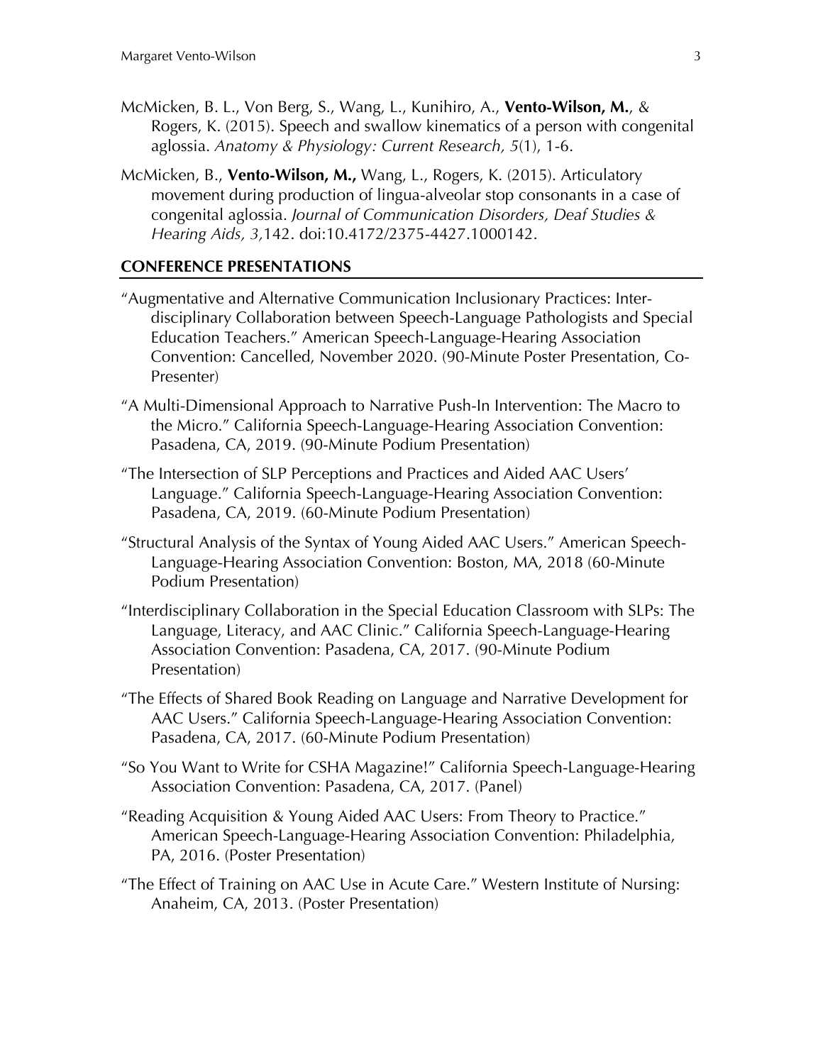McMicken, B. L., Von Berg, S., Wang, L., Kunihiro, A., **Vento-Wilson, M.**, & Rogers, K. (2015). Speech and swallow kinematics of a person with congenital aglossia. *Anatomy & Physiology: Current Research, 5*(1), 1-6.

McMicken, B., **Vento-Wilson, M.,** Wang, L., Rogers, K. (2015). Articulatory movement during production of lingua-alveolar stop consonants in a case of congenital aglossia. *Journal of Communication Disorders, Deaf Studies & Hearing Aids, 3*,142. doi:10.4172/2375-4427.1000142.

## CONFERENCE PRESENTATIONS

"Augmentative and Alternative Communication Inclusionary Practices: Inter-disciplinary Collaboration between Speech-Language Pathologists and Special Education Teachers." American Speech-Language-Hearing Association Convention: Cancelled, November 2020. (90-Minute Poster Presentation, Co-Presenter)

"A Multi-Dimensional Approach to Narrative Push-In Intervention: The Macro to the Micro." California Speech-Language-Hearing Association Convention: Pasadena, CA, 2019. (90-Minute Podium Presentation)

"The Intersection of SLP Perceptions and Practices and Aided AAC Users' Language." California Speech-Language-Hearing Association Convention: Pasadena, CA, 2019. (60-Minute Podium Presentation)

"Structural Analysis of the Syntax of Young Aided AAC Users." American Speech-Language-Hearing Association Convention: Boston, MA, 2018 (60-Minute Podium Presentation)

"Interdisciplinary Collaboration in the Special Education Classroom with SLPs: The Language, Literacy, and AAC Clinic." California Speech-Language-Hearing Association Convention: Pasadena, CA, 2017. (90-Minute Podium Presentation)

"The Effects of Shared Book Reading on Language and Narrative Development for AAC Users." California Speech-Language-Hearing Association Convention: Pasadena, CA, 2017. (60-Minute Podium Presentation)

"So You Want to Write for CSHA Magazine!" California Speech-Language-Hearing Association Convention: Pasadena, CA, 2017. (Panel)

"Reading Acquisition & Young Aided AAC Users: From Theory to Practice." American Speech-Language-Hearing Association Convention: Philadelphia, PA, 2016. (Poster Presentation)

"The Effect of Training on AAC Use in Acute Care." Western Institute of Nursing: Anaheim, CA, 2013. (Poster Presentation)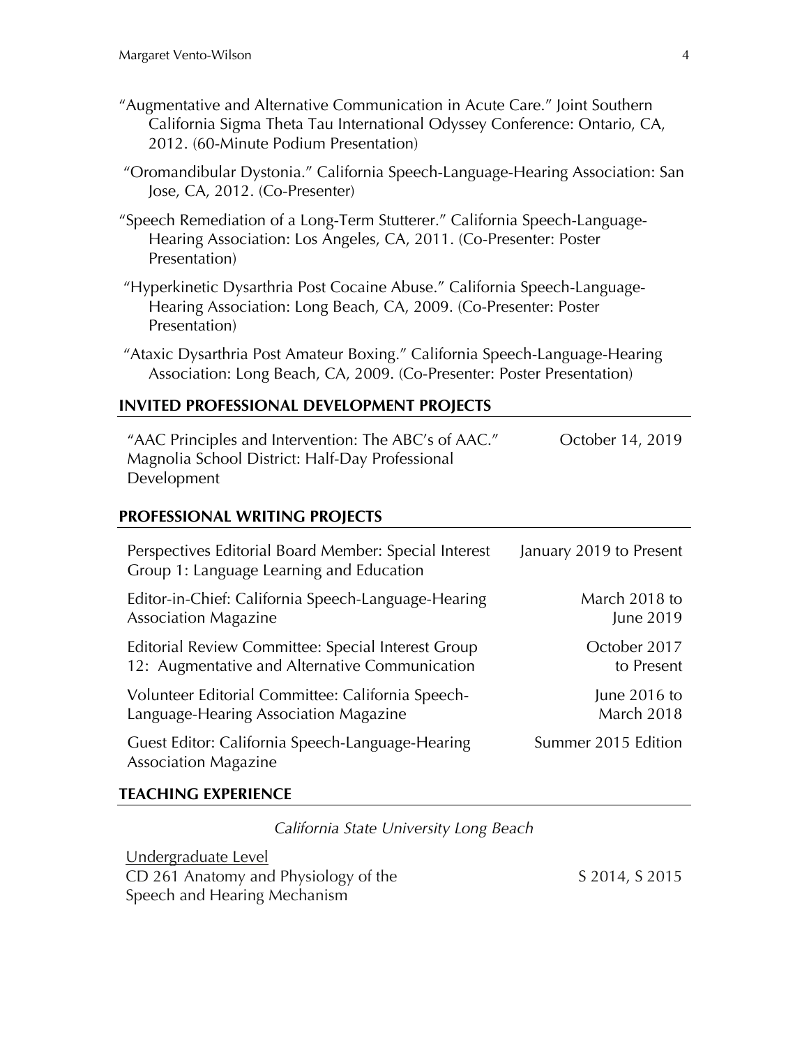"Augmentative and Alternative Communication in Acute Care." Joint Southern California Sigma Theta Tau International Odyssey Conference: Ontario, CA, 2012. (60-Minute Podium Presentation)

"Oromandibular Dystonia." California Speech-Language-Hearing Association: San Jose, CA, 2012. (Co-Presenter)

"Speech Remediation of a Long-Term Stutterer." California Speech-Language-Hearing Association: Los Angeles, CA, 2011. (Co-Presenter: Poster Presentation)

"Hyperkinetic Dysarthria Post Cocaine Abuse." California Speech-Language-Hearing Association: Long Beach, CA, 2009. (Co-Presenter: Poster Presentation)

"Ataxic Dysarthria Post Amateur Boxing." California Speech-Language-Hearing Association: Long Beach, CA, 2009. (Co-Presenter: Poster Presentation)

## INVITED PROFESSIONAL DEVELOPMENT PROJECTS

| | |
|---|---|
| "AAC Principles and Intervention: The ABC's of AAC." Magnolia School District: Half-Day Professional Development | October 14, 2019 |

## PROFESSIONAL WRITING PROJECTS

| | |
|---|---|
| Perspectives Editorial Board Member: Special Interest Group 1: Language Learning and Education | January 2019 to Present |
| Editor-in-Chief: California Speech-Language-Hearing Association Magazine | March 2018 to June 2019 |
| Editorial Review Committee: Special Interest Group 12: Augmentative and Alternative Communication | October 2017 to Present |
| Volunteer Editorial Committee: California Speech-Language-Hearing Association Magazine | June 2016 to March 2018 |
| Guest Editor: California Speech-Language-Hearing Association Magazine | Summer 2015 Edition |

## TEACHING EXPERIENCE

*California State University Long Beach*

Undergraduate Level

| | |
|---|---|
| CD 261 Anatomy and Physiology of the Speech and Hearing Mechanism | S 2014, S 2015 |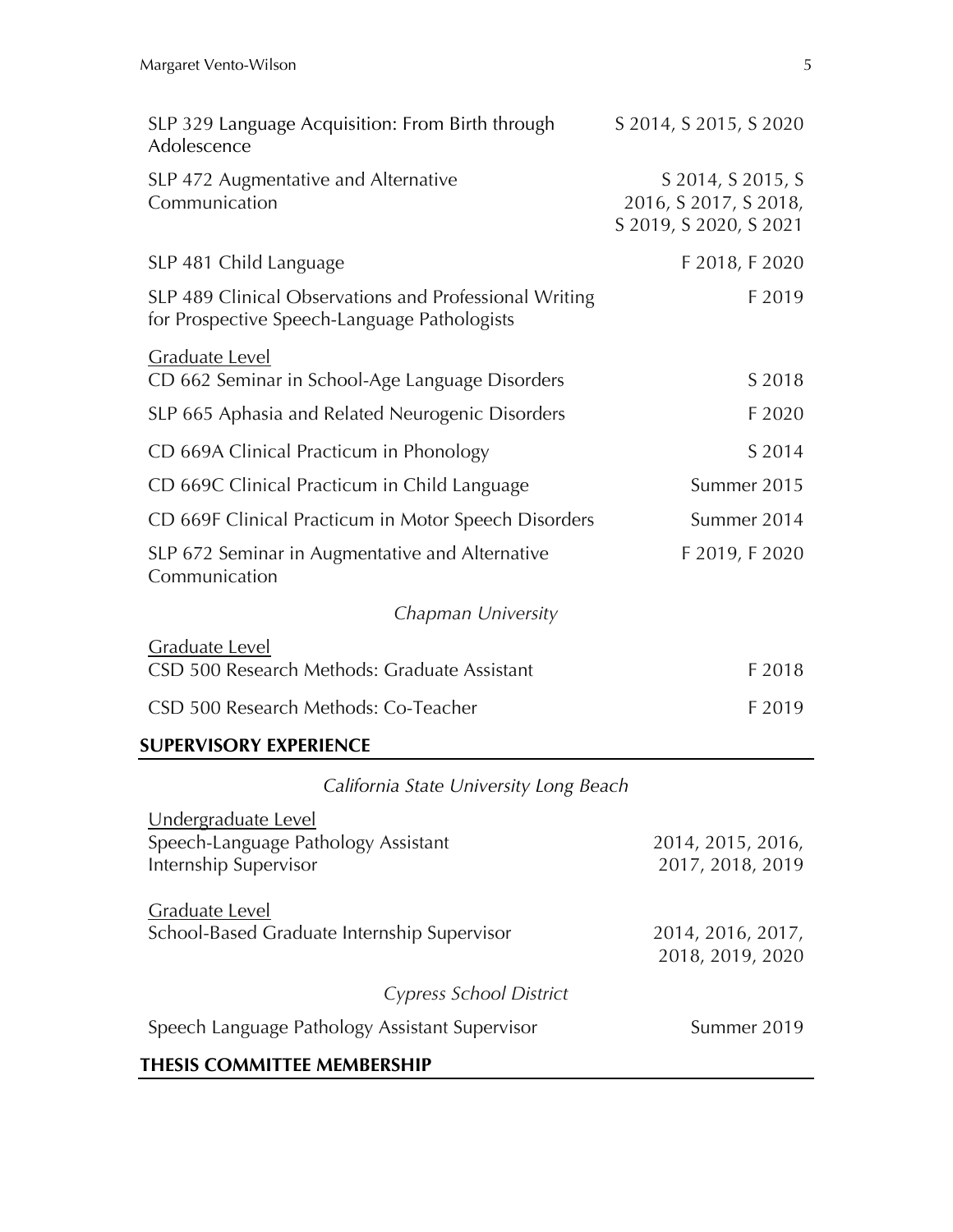| | |
|---|---|
| SLP 329 Language Acquisition: From Birth through Adolescence | S 2014, S 2015, S 2020 |
| SLP 472 Augmentative and Alternative Communication | S 2014, S 2015, S 2016, S 2017, S 2018, S 2019, S 2020, S 2021 |
| SLP 481 Child Language | F 2018, F 2020 |
| SLP 489 Clinical Observations and Professional Writing for Prospective Speech-Language Pathologists | F 2019 |

Graduate Level

| | |
|---|---|
| CD 662 Seminar in School-Age Language Disorders | S 2018 |
| SLP 665 Aphasia and Related Neurogenic Disorders | F 2020 |
| CD 669A Clinical Practicum in Phonology | S 2014 |
| CD 669C Clinical Practicum in Child Language | Summer 2015 |
| CD 669F Clinical Practicum in Motor Speech Disorders | Summer 2014 |
| SLP 672 Seminar in Augmentative and Alternative Communication | F 2019, F 2020 |

*Chapman University*

Graduate Level

| | |
|---|---|
| CSD 500 Research Methods: Graduate Assistant | F 2018 |
| CSD 500 Research Methods: Co-Teacher | F 2019 |

## SUPERVISORY EXPERIENCE

*California State University Long Beach*

Undergraduate Level

| | |
|---|---|
| Speech-Language Pathology Assistant Internship Supervisor | 2014, 2015, 2016, 2017, 2018, 2019 |

Graduate Level

| | |
|---|---|
| School-Based Graduate Internship Supervisor | 2014, 2016, 2017, 2018, 2019, 2020 |

*Cypress School District*

| | |
|---|---|
| Speech Language Pathology Assistant Supervisor | Summer 2019 |

## THESIS COMMITTEE MEMBERSHIP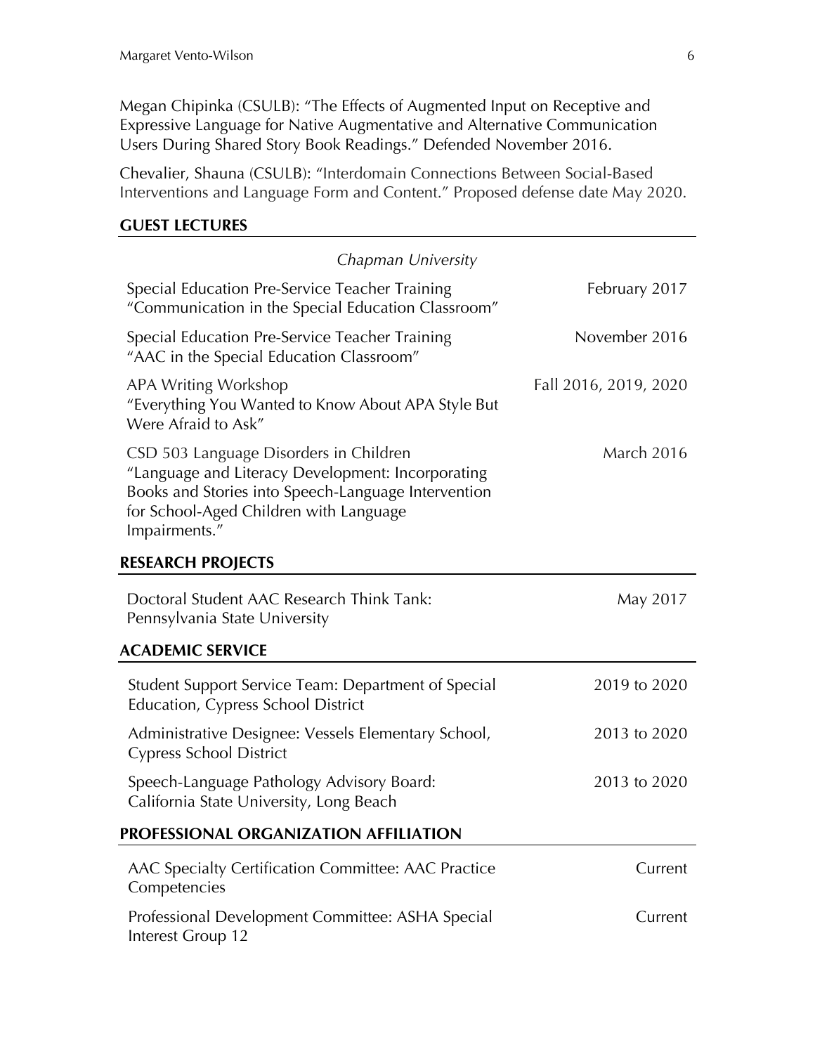Megan Chipinka (CSULB): "The Effects of Augmented Input on Receptive and Expressive Language for Native Augmentative and Alternative Communication Users During Shared Story Book Readings." Defended November 2016.

Chevalier, Shauna (CSULB): "Interdomain Connections Between Social-Based Interventions and Language Form and Content." Proposed defense date May 2020.

## GUEST LECTURES

*Chapman University*

Special Education Pre-Service Teacher Training
"Communication in the Special Education Classroom" — February 2017

Special Education Pre-Service Teacher Training
"AAC in the Special Education Classroom" — November 2016

APA Writing Workshop
"Everything You Wanted to Know About APA Style But Were Afraid to Ask" — Fall 2016, 2019, 2020

CSD 503 Language Disorders in Children
"Language and Literacy Development: Incorporating Books and Stories into Speech-Language Intervention for School-Aged Children with Language Impairments." — March 2016

## RESEARCH PROJECTS

Doctoral Student AAC Research Think Tank: Pennsylvania State University — May 2017

## ACADEMIC SERVICE

Student Support Service Team: Department of Special Education, Cypress School District — 2019 to 2020

Administrative Designee: Vessels Elementary School, Cypress School District — 2013 to 2020

Speech-Language Pathology Advisory Board: California State University, Long Beach — 2013 to 2020

## PROFESSIONAL ORGANIZATION AFFILIATION

AAC Specialty Certification Committee: AAC Practice Competencies — Current

Professional Development Committee: ASHA Special Interest Group 12 — Current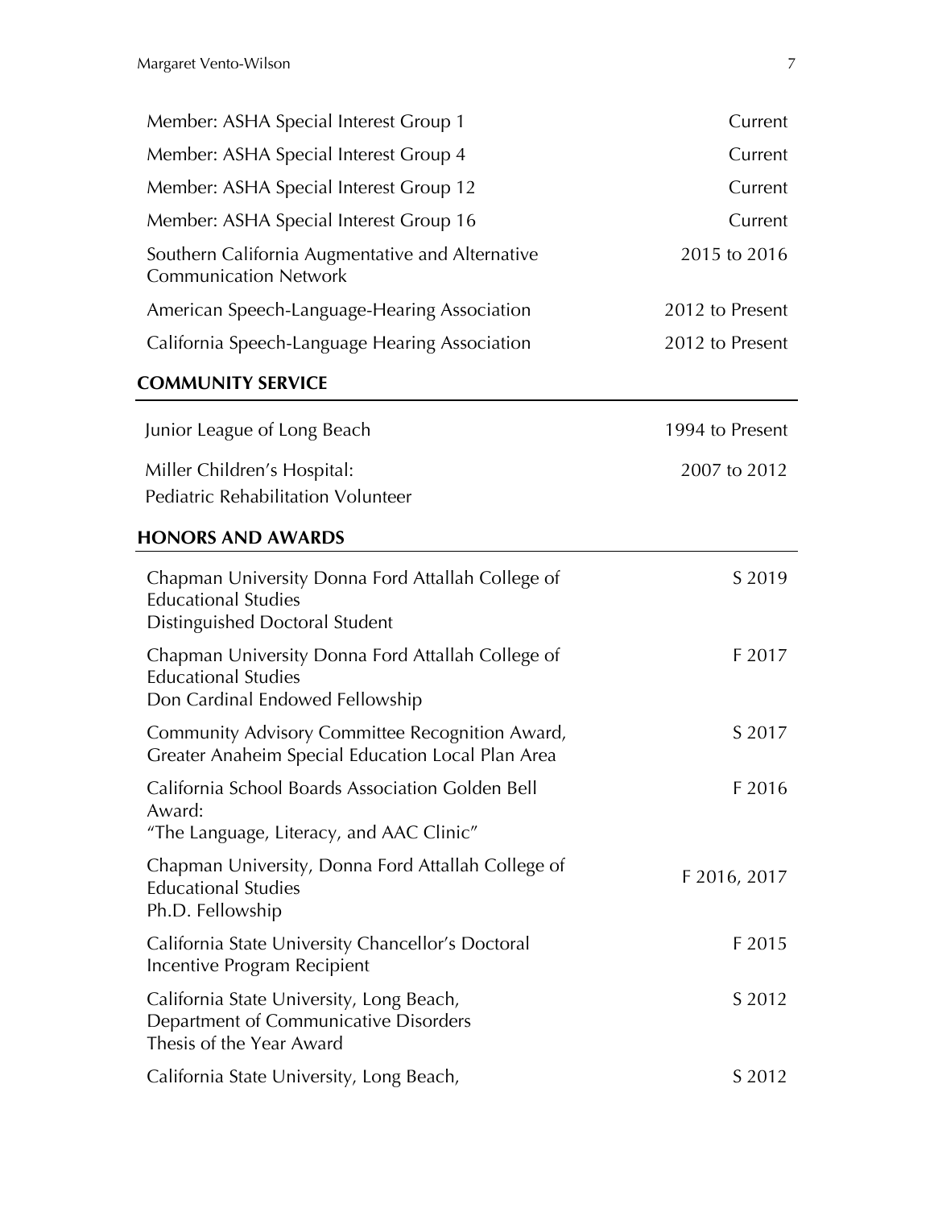| | |
|---|---|
| Member: ASHA Special Interest Group 1 | Current |
| Member: ASHA Special Interest Group 4 | Current |
| Member: ASHA Special Interest Group 12 | Current |
| Member: ASHA Special Interest Group 16 | Current |
| Southern California Augmentative and Alternative Communication Network | 2015 to 2016 |
| American Speech-Language-Hearing Association | 2012 to Present |
| California Speech-Language Hearing Association | 2012 to Present |

## COMMUNITY SERVICE

| | |
|---|---|
| Junior League of Long Beach | 1994 to Present |
| Miller Children's Hospital: Pediatric Rehabilitation Volunteer | 2007 to 2012 |

## HONORS AND AWARDS

| | |
|---|---|
| Chapman University Donna Ford Attallah College of Educational Studies Distinguished Doctoral Student | S 2019 |
| Chapman University Donna Ford Attallah College of Educational Studies Don Cardinal Endowed Fellowship | F 2017 |
| Community Advisory Committee Recognition Award, Greater Anaheim Special Education Local Plan Area | S 2017 |
| California School Boards Association Golden Bell Award: "The Language, Literacy, and AAC Clinic" | F 2016 |
| Chapman University, Donna Ford Attallah College of Educational Studies Ph.D. Fellowship | F 2016, 2017 |
| California State University Chancellor's Doctoral Incentive Program Recipient | F 2015 |
| California State University, Long Beach, Department of Communicative Disorders Thesis of the Year Award | S 2012 |
| California State University, Long Beach, | S 2012 |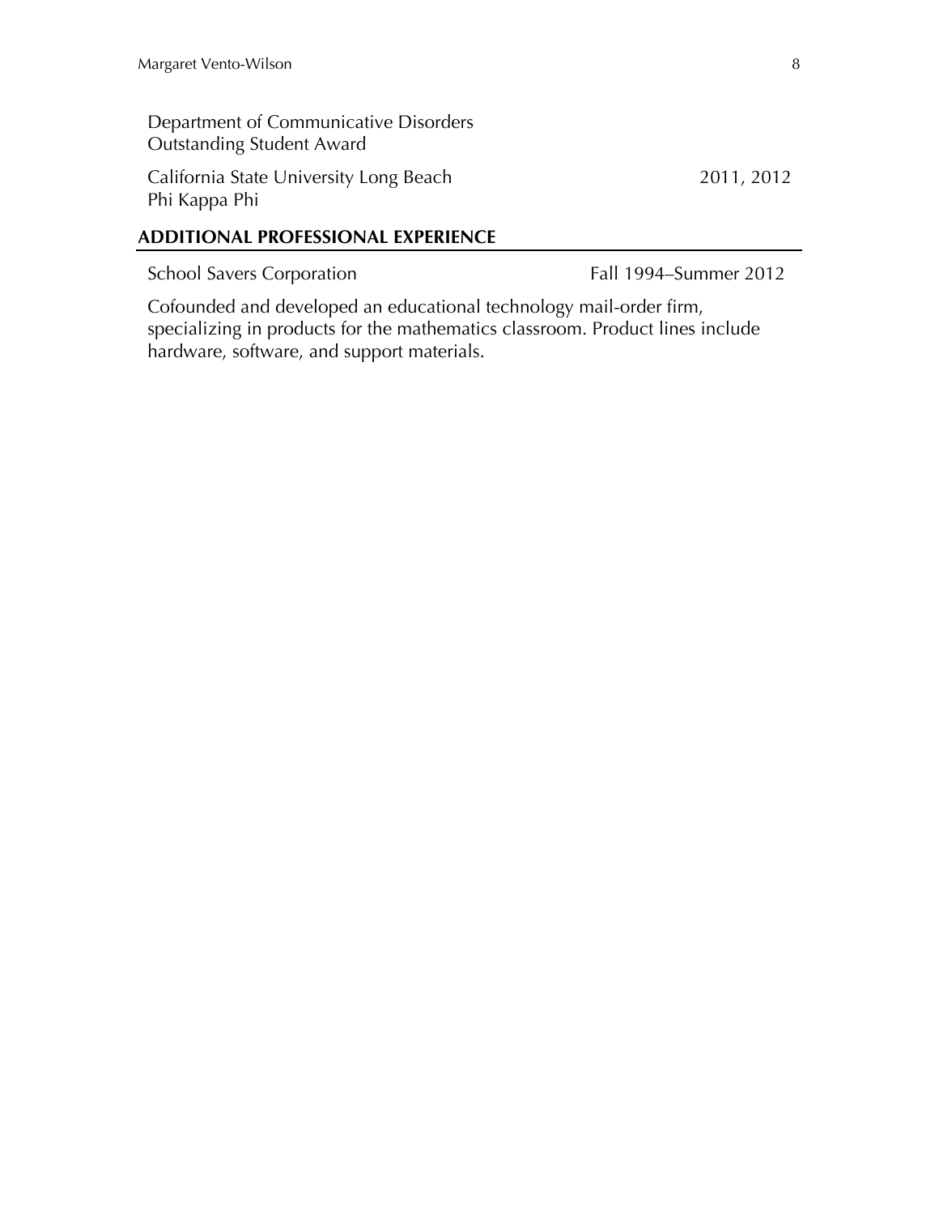Department of Communicative Disorders
Outstanding Student Award

California State University Long Beach — 2011, 2012
Phi Kappa Phi

## ADDITIONAL PROFESSIONAL EXPERIENCE

School Savers Corporation — Fall 1994–Summer 2012

Cofounded and developed an educational technology mail-order firm, specializing in products for the mathematics classroom. Product lines include hardware, software, and support materials.